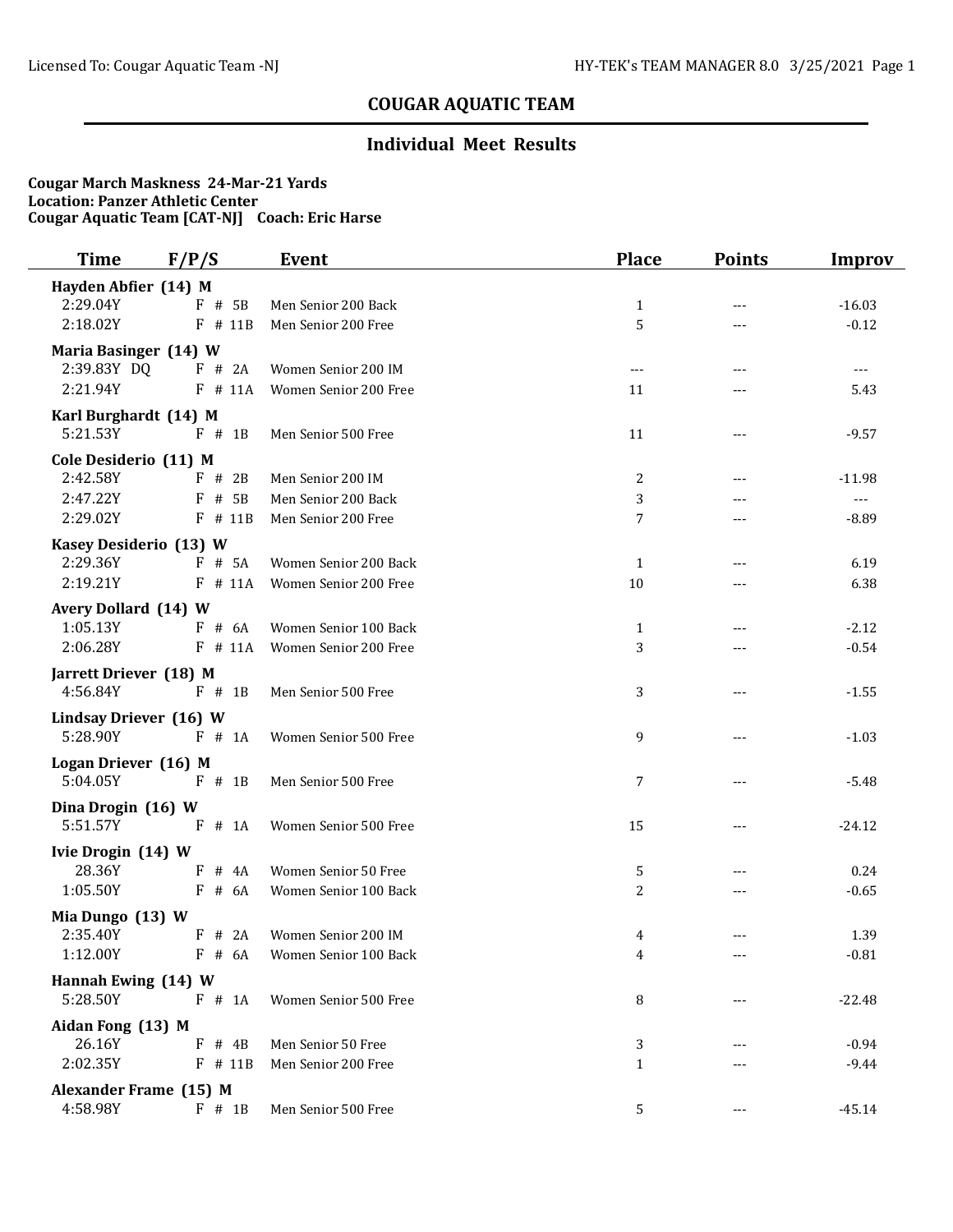## COUGAR AQUATIC TEAM

### Individual Meet Results

**Cougar March Maskness 24-Mar-21 Yards**
**Location: Panzer Athletic Center**
**Cougar Aquatic Team [CAT-NJ] Coach: Eric Harse**

| Time | F/P/S | Event | Place | Points | Improv |
|---|---|---|---|---|---|
| **Hayden Abfier (14) M** | | | | | |
| 2:29.04Y | F # 5B | Men Senior 200 Back | 1 | --- | -16.03 |
| 2:18.02Y | F # 11B | Men Senior 200 Free | 5 | --- | -0.12 |
| **Maria Basinger (14) W** | | | | | |
| 2:39.83Y DQ | F # 2A | Women Senior 200 IM | --- | --- | --- |
| 2:21.94Y | F # 11A | Women Senior 200 Free | 11 | --- | 5.43 |
| **Karl Burghardt (14) M** | | | | | |
| 5:21.53Y | F # 1B | Men Senior 500 Free | 11 | --- | -9.57 |
| **Cole Desiderio (11) M** | | | | | |
| 2:42.58Y | F # 2B | Men Senior 200 IM | 2 | --- | -11.98 |
| 2:47.22Y | F # 5B | Men Senior 200 Back | 3 | --- | --- |
| 2:29.02Y | F # 11B | Men Senior 200 Free | 7 | --- | -8.89 |
| **Kasey Desiderio (13) W** | | | | | |
| 2:29.36Y | F # 5A | Women Senior 200 Back | 1 | --- | 6.19 |
| 2:19.21Y | F # 11A | Women Senior 200 Free | 10 | --- | 6.38 |
| **Avery Dollard (14) W** | | | | | |
| 1:05.13Y | F # 6A | Women Senior 100 Back | 1 | --- | -2.12 |
| 2:06.28Y | F # 11A | Women Senior 200 Free | 3 | --- | -0.54 |
| **Jarrett Driever (18) M** | | | | | |
| 4:56.84Y | F # 1B | Men Senior 500 Free | 3 | --- | -1.55 |
| **Lindsay Driever (16) W** | | | | | |
| 5:28.90Y | F # 1A | Women Senior 500 Free | 9 | --- | -1.03 |
| **Logan Driever (16) M** | | | | | |
| 5:04.05Y | F # 1B | Men Senior 500 Free | 7 | --- | -5.48 |
| **Dina Drogin (16) W** | | | | | |
| 5:51.57Y | F # 1A | Women Senior 500 Free | 15 | --- | -24.12 |
| **Ivie Drogin (14) W** | | | | | |
| 28.36Y | F # 4A | Women Senior 50 Free | 5 | --- | 0.24 |
| 1:05.50Y | F # 6A | Women Senior 100 Back | 2 | --- | -0.65 |
| **Mia Dungo (13) W** | | | | | |
| 2:35.40Y | F # 2A | Women Senior 200 IM | 4 | --- | 1.39 |
| 1:12.00Y | F # 6A | Women Senior 100 Back | 4 | --- | -0.81 |
| **Hannah Ewing (14) W** | | | | | |
| 5:28.50Y | F # 1A | Women Senior 500 Free | 8 | --- | -22.48 |
| **Aidan Fong (13) M** | | | | | |
| 26.16Y | F # 4B | Men Senior 50 Free | 3 | --- | -0.94 |
| 2:02.35Y | F # 11B | Men Senior 200 Free | 1 | --- | -9.44 |
| **Alexander Frame (15) M** | | | | | |
| 4:58.98Y | F # 1B | Men Senior 500 Free | 5 | --- | -45.14 |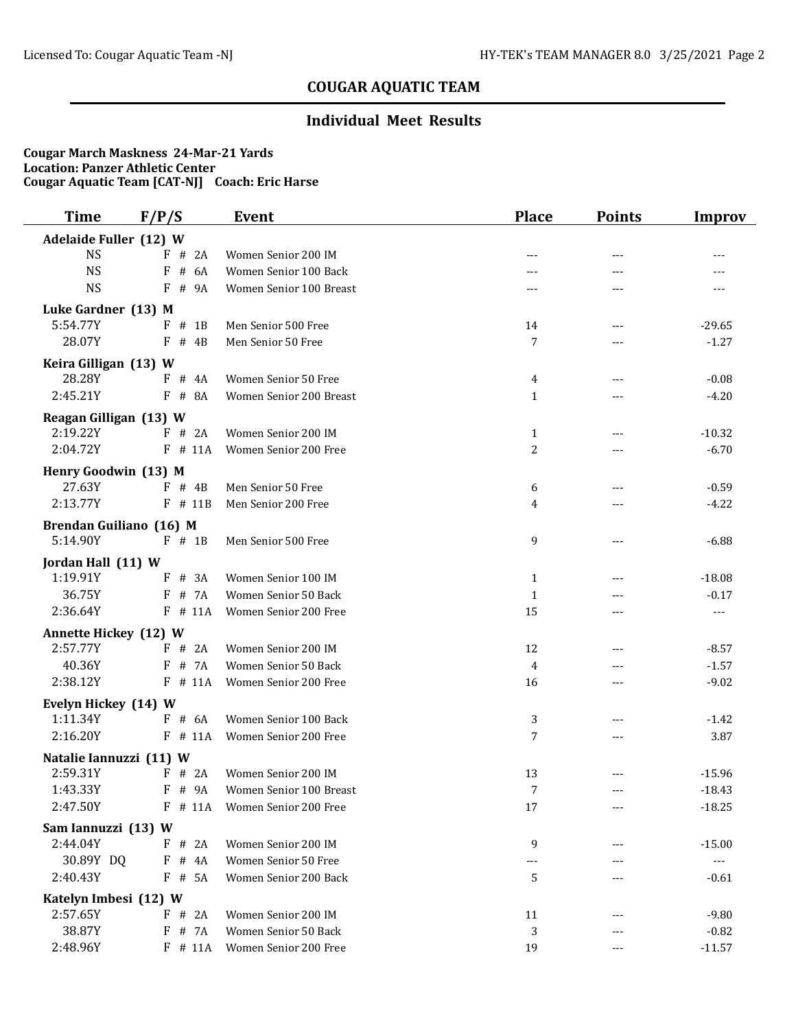## COUGAR AQUATIC TEAM

### Individual Meet Results

**Cougar March Maskness 24-Mar-21 Yards**
**Location: Panzer Athletic Center**
**Cougar Aquatic Team [CAT-NJ] Coach: Eric Harse**

| Time | F/P/S | Event | Place | Points | Improv |
|---|---|---|---|---|---|
| **Adelaide Fuller (12) W** | | | | | |
| NS | F # 2A | Women Senior 200 IM | --- | --- | --- |
| NS | F # 6A | Women Senior 100 Back | --- | --- | --- |
| NS | F # 9A | Women Senior 100 Breast | --- | --- | --- |
| **Luke Gardner (13) M** | | | | | |
| 5:54.77Y | F # 1B | Men Senior 500 Free | 14 | --- | -29.65 |
| 28.07Y | F # 4B | Men Senior 50 Free | 7 | --- | -1.27 |
| **Keira Gilligan (13) W** | | | | | |
| 28.28Y | F # 4A | Women Senior 50 Free | 4 | --- | -0.08 |
| 2:45.21Y | F # 8A | Women Senior 200 Breast | 1 | --- | -4.20 |
| **Reagan Gilligan (13) W** | | | | | |
| 2:19.22Y | F # 2A | Women Senior 200 IM | 1 | --- | -10.32 |
| 2:04.72Y | F # 11A | Women Senior 200 Free | 2 | --- | -6.70 |
| **Henry Goodwin (13) M** | | | | | |
| 27.63Y | F # 4B | Men Senior 50 Free | 6 | --- | -0.59 |
| 2:13.77Y | F # 11B | Men Senior 200 Free | 4 | --- | -4.22 |
| **Brendan Guiliano (16) M** | | | | | |
| 5:14.90Y | F # 1B | Men Senior 500 Free | 9 | --- | -6.88 |
| **Jordan Hall (11) W** | | | | | |
| 1:19.91Y | F # 3A | Women Senior 100 IM | 1 | --- | -18.08 |
| 36.75Y | F # 7A | Women Senior 50 Back | 1 | --- | -0.17 |
| 2:36.64Y | F # 11A | Women Senior 200 Free | 15 | --- | --- |
| **Annette Hickey (12) W** | | | | | |
| 2:57.77Y | F # 2A | Women Senior 200 IM | 12 | --- | -8.57 |
| 40.36Y | F # 7A | Women Senior 50 Back | 4 | --- | -1.57 |
| 2:38.12Y | F # 11A | Women Senior 200 Free | 16 | --- | -9.02 |
| **Evelyn Hickey (14) W** | | | | | |
| 1:11.34Y | F # 6A | Women Senior 100 Back | 3 | --- | -1.42 |
| 2:16.20Y | F # 11A | Women Senior 200 Free | 7 | --- | 3.87 |
| **Natalie Iannuzzi (11) W** | | | | | |
| 2:59.31Y | F # 2A | Women Senior 200 IM | 13 | --- | -15.96 |
| 1:43.33Y | F # 9A | Women Senior 100 Breast | 7 | --- | -18.43 |
| 2:47.50Y | F # 11A | Women Senior 200 Free | 17 | --- | -18.25 |
| **Sam Iannuzzi (13) W** | | | | | |
| 2:44.04Y | F # 2A | Women Senior 200 IM | 9 | --- | -15.00 |
| 30.89Y DQ | F # 4A | Women Senior 50 Free | --- | --- | --- |
| 2:40.43Y | F # 5A | Women Senior 200 Back | 5 | --- | -0.61 |
| **Katelyn Imbesi (12) W** | | | | | |
| 2:57.65Y | F # 2A | Women Senior 200 IM | 11 | --- | -9.80 |
| 38.87Y | F # 7A | Women Senior 50 Back | 3 | --- | -0.82 |
| 2:48.96Y | F # 11A | Women Senior 200 Free | 19 | --- | -11.57 |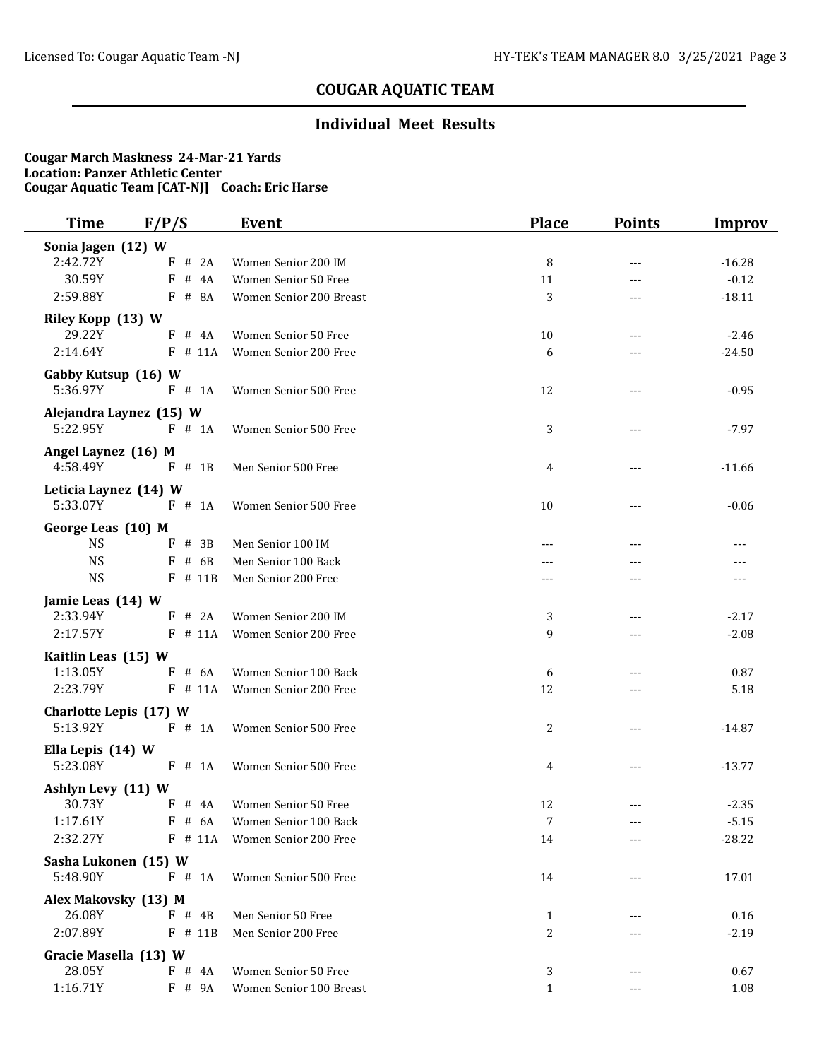## COUGAR AQUATIC TEAM

### Individual Meet Results

**Cougar March Maskness 24-Mar-21 Yards**
**Location: Panzer Athletic Center**
**Cougar Aquatic Team [CAT-NJ] Coach: Eric Harse**

| Time | F/P/S | Event | Place | Points | Improv |
|---|---|---|---|---|---|
| **Sonia Jagen (12) W** | | | | | |
| 2:42.72Y | F # 2A | Women Senior 200 IM | 8 | --- | -16.28 |
| 30.59Y | F # 4A | Women Senior 50 Free | 11 | --- | -0.12 |
| 2:59.88Y | F # 8A | Women Senior 200 Breast | 3 | --- | -18.11 |
| **Riley Kopp (13) W** | | | | | |
| 29.22Y | F # 4A | Women Senior 50 Free | 10 | --- | -2.46 |
| 2:14.64Y | F # 11A | Women Senior 200 Free | 6 | --- | -24.50 |
| **Gabby Kutsup (16) W** | | | | | |
| 5:36.97Y | F # 1A | Women Senior 500 Free | 12 | --- | -0.95 |
| **Alejandra Laynez (15) W** | | | | | |
| 5:22.95Y | F # 1A | Women Senior 500 Free | 3 | --- | -7.97 |
| **Angel Laynez (16) M** | | | | | |
| 4:58.49Y | F # 1B | Men Senior 500 Free | 4 | --- | -11.66 |
| **Leticia Laynez (14) W** | | | | | |
| 5:33.07Y | F # 1A | Women Senior 500 Free | 10 | --- | -0.06 |
| **George Leas (10) M** | | | | | |
| NS | F # 3B | Men Senior 100 IM | --- | --- | --- |
| NS | F # 6B | Men Senior 100 Back | --- | --- | --- |
| NS | F # 11B | Men Senior 200 Free | --- | --- | --- |
| **Jamie Leas (14) W** | | | | | |
| 2:33.94Y | F # 2A | Women Senior 200 IM | 3 | --- | -2.17 |
| 2:17.57Y | F # 11A | Women Senior 200 Free | 9 | --- | -2.08 |
| **Kaitlin Leas (15) W** | | | | | |
| 1:13.05Y | F # 6A | Women Senior 100 Back | 6 | --- | 0.87 |
| 2:23.79Y | F # 11A | Women Senior 200 Free | 12 | --- | 5.18 |
| **Charlotte Lepis (17) W** | | | | | |
| 5:13.92Y | F # 1A | Women Senior 500 Free | 2 | --- | -14.87 |
| **Ella Lepis (14) W** | | | | | |
| 5:23.08Y | F # 1A | Women Senior 500 Free | 4 | --- | -13.77 |
| **Ashlyn Levy (11) W** | | | | | |
| 30.73Y | F # 4A | Women Senior 50 Free | 12 | --- | -2.35 |
| 1:17.61Y | F # 6A | Women Senior 100 Back | 7 | --- | -5.15 |
| 2:32.27Y | F # 11A | Women Senior 200 Free | 14 | --- | -28.22 |
| **Sasha Lukonen (15) W** | | | | | |
| 5:48.90Y | F # 1A | Women Senior 500 Free | 14 | --- | 17.01 |
| **Alex Makovsky (13) M** | | | | | |
| 26.08Y | F # 4B | Men Senior 50 Free | 1 | --- | 0.16 |
| 2:07.89Y | F # 11B | Men Senior 200 Free | 2 | --- | -2.19 |
| **Gracie Masella (13) W** | | | | | |
| 28.05Y | F # 4A | Women Senior 50 Free | 3 | --- | 0.67 |
| 1:16.71Y | F # 9A | Women Senior 100 Breast | 1 | --- | 1.08 |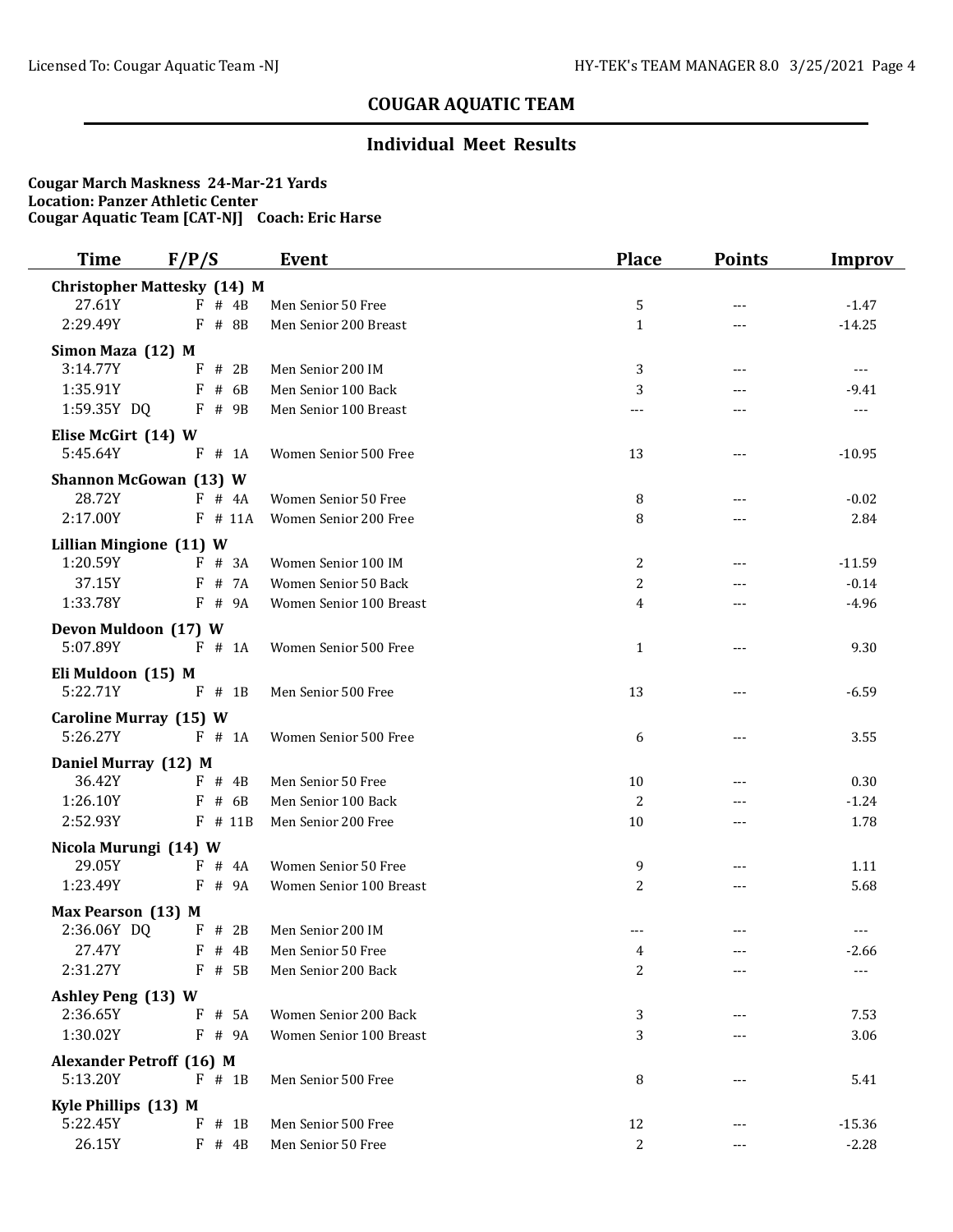## COUGAR AQUATIC TEAM

### Individual Meet Results

**Cougar March Maskness 24-Mar-21 Yards**
**Location: Panzer Athletic Center**
**Cougar Aquatic Team [CAT-NJ] Coach: Eric Harse**

| Time | F/P/S | Event | Place | Points | Improv |
|---|---|---|---|---|---|
| **Christopher Mattesky (14) M** | | | | | |
| 27.61Y | F # 4B | Men Senior 50 Free | 5 | --- | -1.47 |
| 2:29.49Y | F # 8B | Men Senior 200 Breast | 1 | --- | -14.25 |
| **Simon Maza (12) M** | | | | | |
| 3:14.77Y | F # 2B | Men Senior 200 IM | 3 | --- | --- |
| 1:35.91Y | F # 6B | Men Senior 100 Back | 3 | --- | -9.41 |
| 1:59.35Y DQ | F # 9B | Men Senior 100 Breast | --- | --- | --- |
| **Elise McGirt (14) W** | | | | | |
| 5:45.64Y | F # 1A | Women Senior 500 Free | 13 | --- | -10.95 |
| **Shannon McGowan (13) W** | | | | | |
| 28.72Y | F # 4A | Women Senior 50 Free | 8 | --- | -0.02 |
| 2:17.00Y | F # 11A | Women Senior 200 Free | 8 | --- | 2.84 |
| **Lillian Mingione (11) W** | | | | | |
| 1:20.59Y | F # 3A | Women Senior 100 IM | 2 | --- | -11.59 |
| 37.15Y | F # 7A | Women Senior 50 Back | 2 | --- | -0.14 |
| 1:33.78Y | F # 9A | Women Senior 100 Breast | 4 | --- | -4.96 |
| **Devon Muldoon (17) W** | | | | | |
| 5:07.89Y | F # 1A | Women Senior 500 Free | 1 | --- | 9.30 |
| **Eli Muldoon (15) M** | | | | | |
| 5:22.71Y | F # 1B | Men Senior 500 Free | 13 | --- | -6.59 |
| **Caroline Murray (15) W** | | | | | |
| 5:26.27Y | F # 1A | Women Senior 500 Free | 6 | --- | 3.55 |
| **Daniel Murray (12) M** | | | | | |
| 36.42Y | F # 4B | Men Senior 50 Free | 10 | --- | 0.30 |
| 1:26.10Y | F # 6B | Men Senior 100 Back | 2 | --- | -1.24 |
| 2:52.93Y | F # 11B | Men Senior 200 Free | 10 | --- | 1.78 |
| **Nicola Murungi (14) W** | | | | | |
| 29.05Y | F # 4A | Women Senior 50 Free | 9 | --- | 1.11 |
| 1:23.49Y | F # 9A | Women Senior 100 Breast | 2 | --- | 5.68 |
| **Max Pearson (13) M** | | | | | |
| 2:36.06Y DQ | F # 2B | Men Senior 200 IM | --- | --- | --- |
| 27.47Y | F # 4B | Men Senior 50 Free | 4 | --- | -2.66 |
| 2:31.27Y | F # 5B | Men Senior 200 Back | 2 | --- | --- |
| **Ashley Peng (13) W** | | | | | |
| 2:36.65Y | F # 5A | Women Senior 200 Back | 3 | --- | 7.53 |
| 1:30.02Y | F # 9A | Women Senior 100 Breast | 3 | --- | 3.06 |
| **Alexander Petroff (16) M** | | | | | |
| 5:13.20Y | F # 1B | Men Senior 500 Free | 8 | --- | 5.41 |
| **Kyle Phillips (13) M** | | | | | |
| 5:22.45Y | F # 1B | Men Senior 500 Free | 12 | --- | -15.36 |
| 26.15Y | F # 4B | Men Senior 50 Free | 2 | --- | -2.28 |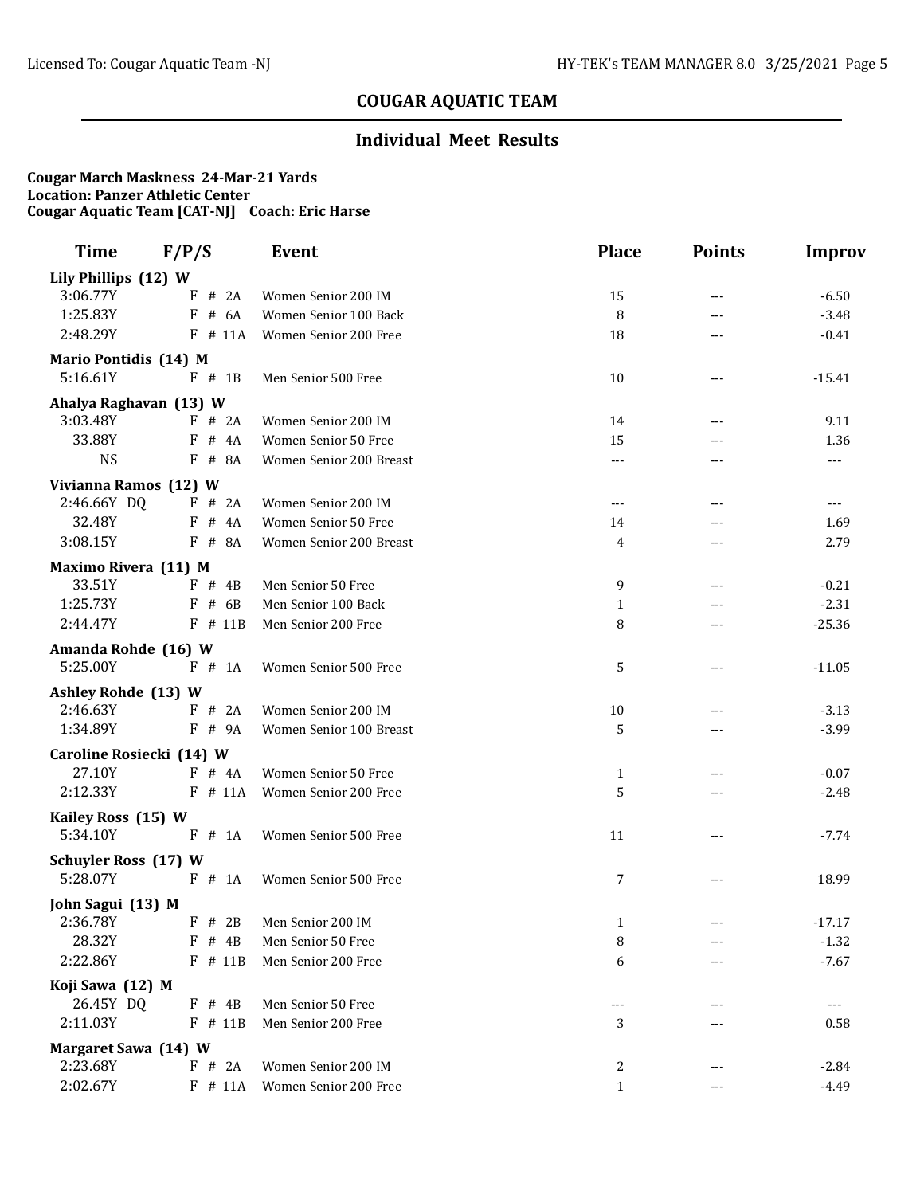## COUGAR AQUATIC TEAM

### Individual Meet Results

**Cougar March Maskness 24-Mar-21 Yards**
**Location: Panzer Athletic Center**
**Cougar Aquatic Team [CAT-NJ] Coach: Eric Harse**

| Time | F/P/S | Event | Place | Points | Improv |
|---|---|---|---|---|---|
| **Lily Phillips (12) W** | | | | | |
| 3:06.77Y | F # 2A | Women Senior 200 IM | 15 | --- | -6.50 |
| 1:25.83Y | F # 6A | Women Senior 100 Back | 8 | --- | -3.48 |
| 2:48.29Y | F # 11A | Women Senior 200 Free | 18 | --- | -0.41 |
| **Mario Pontidis (14) M** | | | | | |
| 5:16.61Y | F # 1B | Men Senior 500 Free | 10 | --- | -15.41 |
| **Ahalya Raghavan (13) W** | | | | | |
| 3:03.48Y | F # 2A | Women Senior 200 IM | 14 | --- | 9.11 |
| 33.88Y | F # 4A | Women Senior 50 Free | 15 | --- | 1.36 |
| NS | F # 8A | Women Senior 200 Breast | --- | --- | --- |
| **Vivianna Ramos (12) W** | | | | | |
| 2:46.66Y DQ | F # 2A | Women Senior 200 IM | --- | --- | --- |
| 32.48Y | F # 4A | Women Senior 50 Free | 14 | --- | 1.69 |
| 3:08.15Y | F # 8A | Women Senior 200 Breast | 4 | --- | 2.79 |
| **Maximo Rivera (11) M** | | | | | |
| 33.51Y | F # 4B | Men Senior 50 Free | 9 | --- | -0.21 |
| 1:25.73Y | F # 6B | Men Senior 100 Back | 1 | --- | -2.31 |
| 2:44.47Y | F # 11B | Men Senior 200 Free | 8 | --- | -25.36 |
| **Amanda Rohde (16) W** | | | | | |
| 5:25.00Y | F # 1A | Women Senior 500 Free | 5 | --- | -11.05 |
| **Ashley Rohde (13) W** | | | | | |
| 2:46.63Y | F # 2A | Women Senior 200 IM | 10 | --- | -3.13 |
| 1:34.89Y | F # 9A | Women Senior 100 Breast | 5 | --- | -3.99 |
| **Caroline Rosiecki (14) W** | | | | | |
| 27.10Y | F # 4A | Women Senior 50 Free | 1 | --- | -0.07 |
| 2:12.33Y | F # 11A | Women Senior 200 Free | 5 | --- | -2.48 |
| **Kailey Ross (15) W** | | | | | |
| 5:34.10Y | F # 1A | Women Senior 500 Free | 11 | --- | -7.74 |
| **Schuyler Ross (17) W** | | | | | |
| 5:28.07Y | F # 1A | Women Senior 500 Free | 7 | --- | 18.99 |
| **John Sagui (13) M** | | | | | |
| 2:36.78Y | F # 2B | Men Senior 200 IM | 1 | --- | -17.17 |
| 28.32Y | F # 4B | Men Senior 50 Free | 8 | --- | -1.32 |
| 2:22.86Y | F # 11B | Men Senior 200 Free | 6 | --- | -7.67 |
| **Koji Sawa (12) M** | | | | | |
| 26.45Y DQ | F # 4B | Men Senior 50 Free | --- | --- | --- |
| 2:11.03Y | F # 11B | Men Senior 200 Free | 3 | --- | 0.58 |
| **Margaret Sawa (14) W** | | | | | |
| 2:23.68Y | F # 2A | Women Senior 200 IM | 2 | --- | -2.84 |
| 2:02.67Y | F # 11A | Women Senior 200 Free | 1 | --- | -4.49 |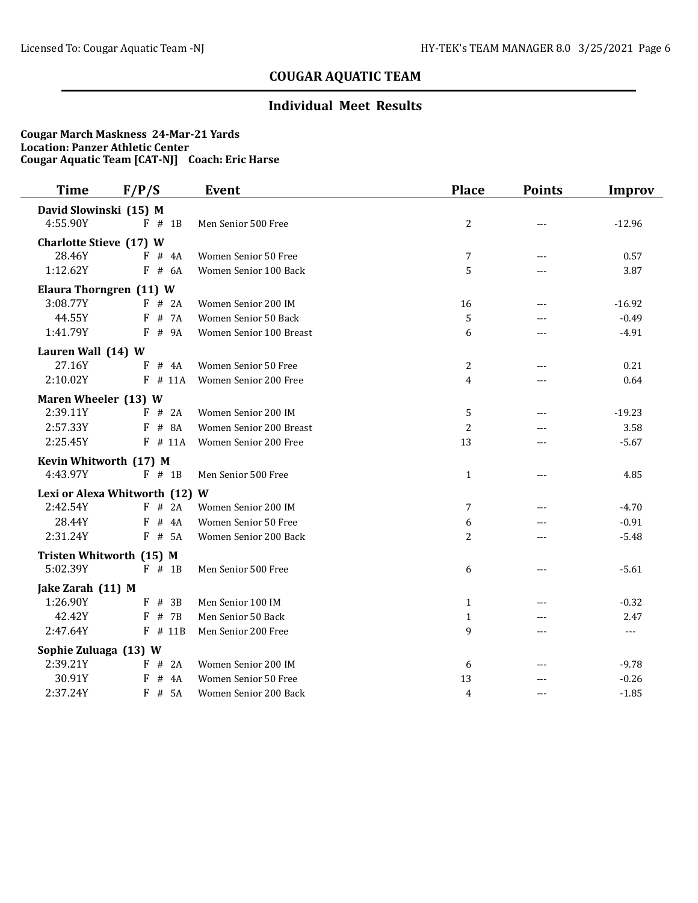# COUGAR AQUATIC TEAM

## Individual Meet Results

**Cougar March Maskness 24-Mar-21 Yards**
**Location: Panzer Athletic Center**
**Cougar Aquatic Team [CAT-NJ] Coach: Eric Harse**

| Time | F/P/S | Event | Place | Points | Improv |
|---|---|---|---|---|---|
| **David Slowinski (15) M** | | | | | |
| 4:55.90Y | F # 1B | Men Senior 500 Free | 2 | --- | -12.96 |
| **Charlotte Stieve (17) W** | | | | | |
| 28.46Y | F # 4A | Women Senior 50 Free | 7 | --- | 0.57 |
| 1:12.62Y | F # 6A | Women Senior 100 Back | 5 | --- | 3.87 |
| **Elaura Thorngren (11) W** | | | | | |
| 3:08.77Y | F # 2A | Women Senior 200 IM | 16 | --- | -16.92 |
| 44.55Y | F # 7A | Women Senior 50 Back | 5 | --- | -0.49 |
| 1:41.79Y | F # 9A | Women Senior 100 Breast | 6 | --- | -4.91 |
| **Lauren Wall (14) W** | | | | | |
| 27.16Y | F # 4A | Women Senior 50 Free | 2 | --- | 0.21 |
| 2:10.02Y | F # 11A | Women Senior 200 Free | 4 | --- | 0.64 |
| **Maren Wheeler (13) W** | | | | | |
| 2:39.11Y | F # 2A | Women Senior 200 IM | 5 | --- | -19.23 |
| 2:57.33Y | F # 8A | Women Senior 200 Breast | 2 | --- | 3.58 |
| 2:25.45Y | F # 11A | Women Senior 200 Free | 13 | --- | -5.67 |
| **Kevin Whitworth (17) M** | | | | | |
| 4:43.97Y | F # 1B | Men Senior 500 Free | 1 | --- | 4.85 |
| **Lexi or Alexa Whitworth (12) W** | | | | | |
| 2:42.54Y | F # 2A | Women Senior 200 IM | 7 | --- | -4.70 |
| 28.44Y | F # 4A | Women Senior 50 Free | 6 | --- | -0.91 |
| 2:31.24Y | F # 5A | Women Senior 200 Back | 2 | --- | -5.48 |
| **Tristen Whitworth (15) M** | | | | | |
| 5:02.39Y | F # 1B | Men Senior 500 Free | 6 | --- | -5.61 |
| **Jake Zarah (11) M** | | | | | |
| 1:26.90Y | F # 3B | Men Senior 100 IM | 1 | --- | -0.32 |
| 42.42Y | F # 7B | Men Senior 50 Back | 1 | --- | 2.47 |
| 2:47.64Y | F # 11B | Men Senior 200 Free | 9 | --- | --- |
| **Sophie Zuluaga (13) W** | | | | | |
| 2:39.21Y | F # 2A | Women Senior 200 IM | 6 | --- | -9.78 |
| 30.91Y | F # 4A | Women Senior 50 Free | 13 | --- | -0.26 |
| 2:37.24Y | F # 5A | Women Senior 200 Back | 4 | --- | -1.85 |